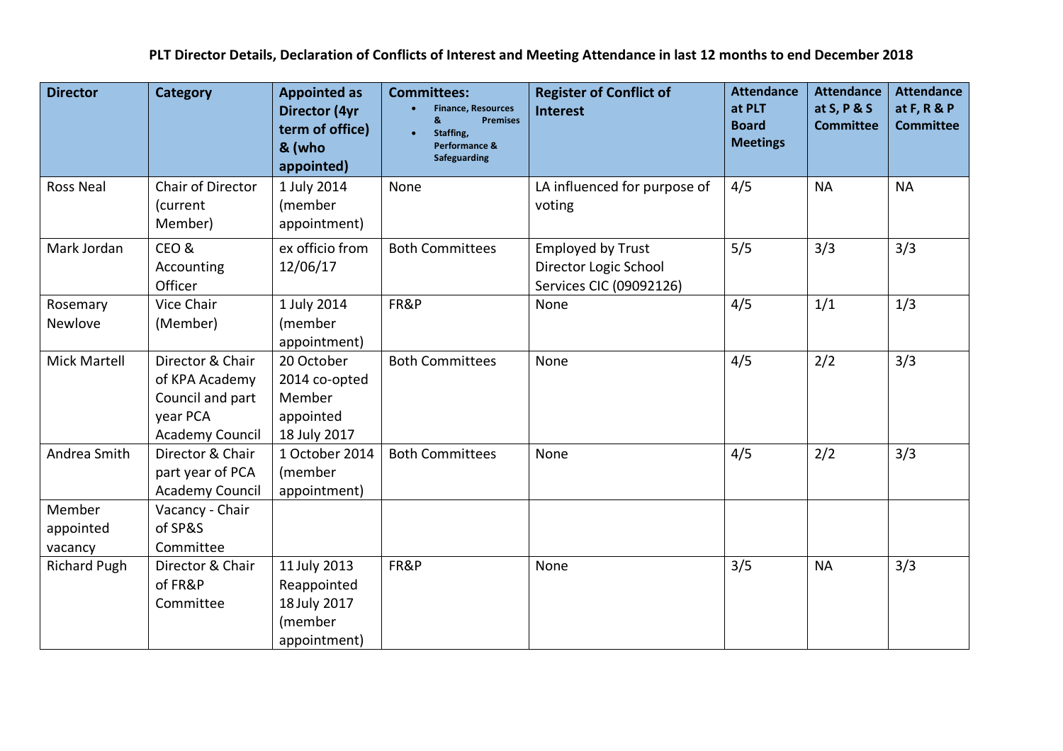**PLT Director Details, Declaration of Conflicts of Interest and Meeting Attendance in last 12 months to end December 2018**

| Director | Category | Appointed as Director (4yr term of office) & (who appointed) | Committees: • Finance, Resources & Premises • Staffing, Performance & Safeguarding | Register of Conflict of Interest | Attendance at PLT Board Meetings | Attendance at S, P & S Committee | Attendance at F, R & P Committee |
|---|---|---|---|---|---|---|---|
| Ross Neal | Chair of Director (current Member) | 1 July 2014 (member appointment) | None | LA influenced for purpose of voting | 4/5 | NA | NA |
| Mark Jordan | CEO & Accounting Officer | ex officio from 12/06/17 | Both Committees | Employed by Trust Director Logic School Services CIC (09092126) | 5/5 | 3/3 | 3/3 |
| Rosemary Newlove | Vice Chair (Member) | 1 July 2014 (member appointment) | FR&P | None | 4/5 | 1/1 | 1/3 |
| Mick Martell | Director & Chair of KPA Academy Council and part year PCA Academy Council | 20 October 2014 co-opted Member appointed 18 July 2017 | Both Committees | None | 4/5 | 2/2 | 3/3 |
| Andrea Smith | Director & Chair part year of PCA Academy Council | 1 October 2014 (member appointment) | Both Committees | None | 4/5 | 2/2 | 3/3 |
| Member appointed vacancy | Vacancy - Chair of SP&S Committee | | | | | | |
| Richard Pugh | Director & Chair of FR&P Committee | 11 July 2013 Reappointed 18 July 2017 (member appointment) | FR&P | None | 3/5 | NA | 3/3 |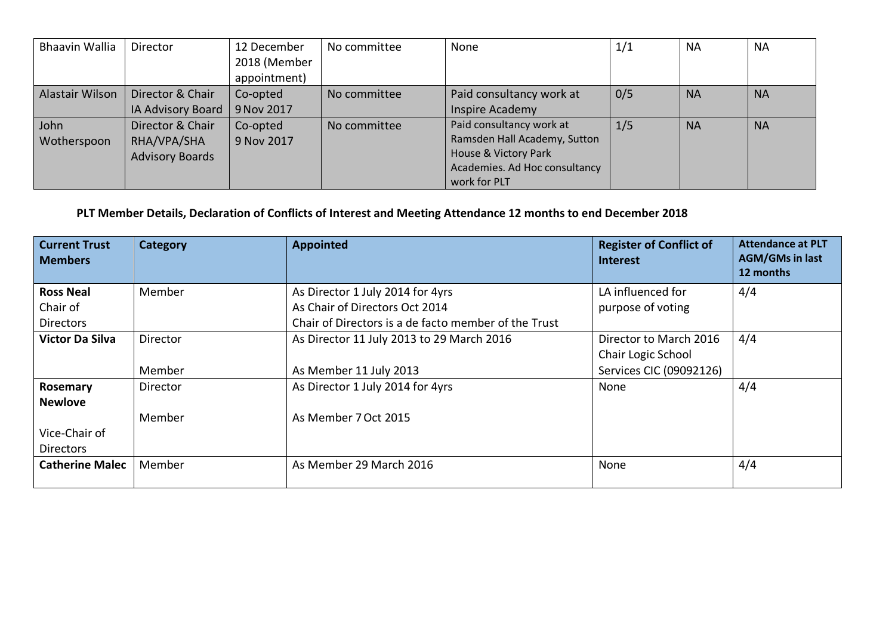| | | | | | | | |
|---|---|---|---|---|---|---|---|
| Bhaavin Wallia | Director | 12 December 2018 (Member appointment) | No committee | None | 1/1 | NA | NA |
| Alastair Wilson | Director & Chair IA Advisory Board | Co-opted 9 Nov 2017 | No committee | Paid consultancy work at Inspire Academy | 0/5 | NA | NA |
| John Wotherspoon | Director & Chair RHA/VPA/SHA Advisory Boards | Co-opted 9 Nov 2017 | No committee | Paid consultancy work at Ramsden Hall Academy, Sutton House & Victory Park Academies. Ad Hoc consultancy work for PLT | 1/5 | NA | NA |

**PLT Member Details, Declaration of Conflicts of Interest and Meeting Attendance 12 months to end December 2018**

| Current Trust Members | Category | Appointed | Register of Conflict of Interest | Attendance at PLT AGM/GMs in last 12 months |
|---|---|---|---|---|
| **Ross Neal** Chair of Directors | Member | As Director 1 July 2014 for 4yrs<br>As Chair of Directors Oct 2014<br>Chair of Directors is a de facto member of the Trust | LA influenced for purpose of voting | 4/4 |
| **Victor Da Silva** | Director<br><br>Member | As Director 11 July 2013 to 29 March 2016<br><br>As Member 11 July 2013 | Director to March 2016 Chair Logic School Services CIC (09092126) | 4/4 |
| **Rosemary Newlove**<br><br>Vice-Chair of Directors | Director<br><br>Member | As Director 1 July 2014 for 4yrs<br><br>As Member 7 Oct 2015 | None | 4/4 |
| **Catherine Malec** | Member | As Member 29 March 2016 | None | 4/4 |